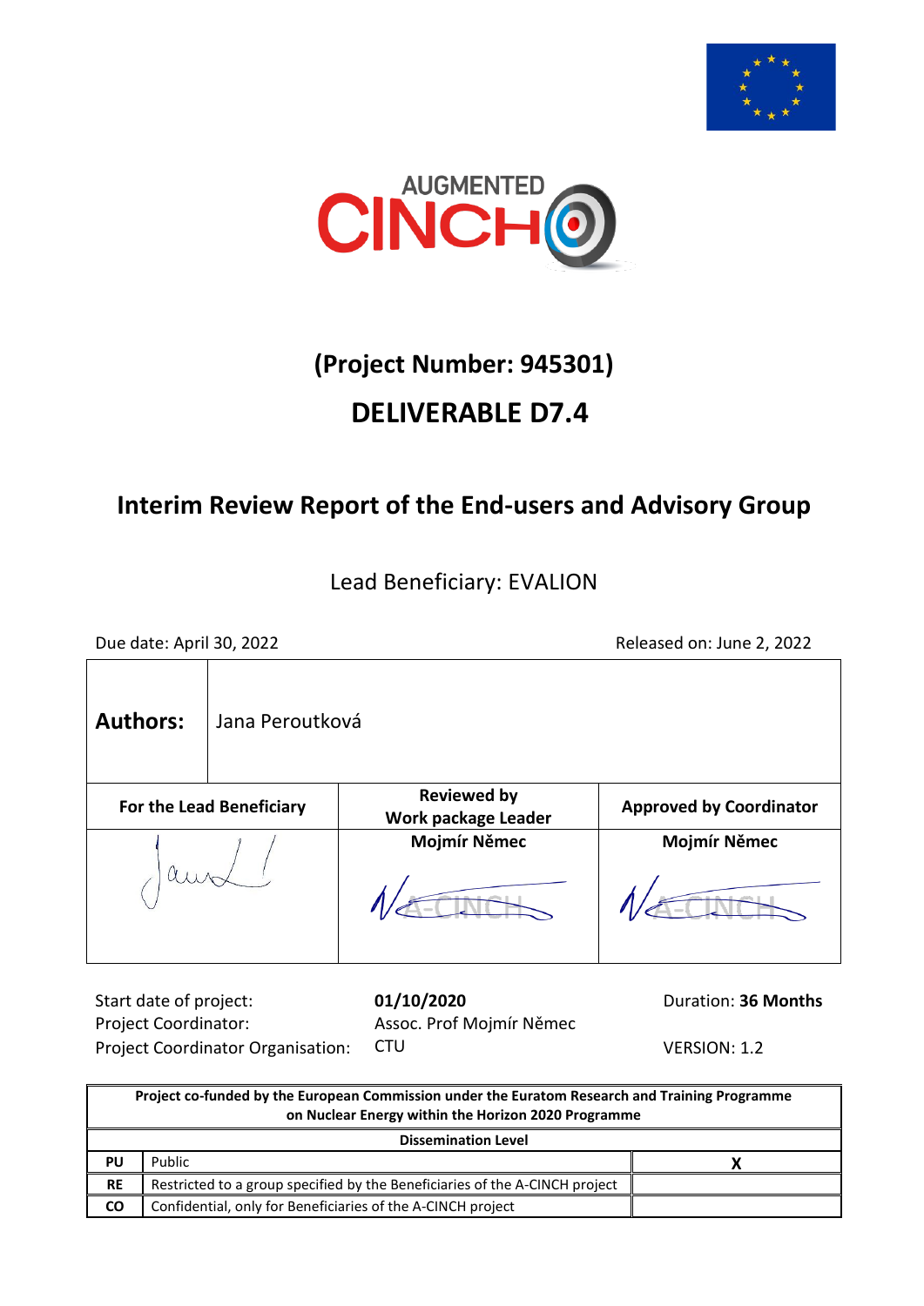AUGMENTED CINCH

# (Project Number: 945301)

# DELIVERABLE D7.4

## Interim Review Report of the End-users and Advisory Group

Lead Beneficiary: EVALION

Due date: April 30, 2022 | Released on: June 2, 2022

| | | |
|---|---|---|
| **Authors:** | Jana Peroutková | |
| **For the Lead Beneficiary** | **Reviewed by Work package Leader** | **Approved by Coordinator** |
| | **Mojmír Němec** | **Mojmír Němec** |

Start date of project: **01/10/2020** Duration: **36 Months**

Project Coordinator: Assoc. Prof Mojmír Němec

Project Coordinator Organisation: CTU VERSION: 1.2

| | | |
|---|---|---|
| **Project co-funded by the European Commission under the Euratom Research and Training Programme on Nuclear Energy within the Horizon 2020 Programme** | | |
| **Dissemination Level** | | |
| **PU** | Public | **X** |
| **RE** | Restricted to a group specified by the Beneficiaries of the A-CINCH project | |
| **CO** | Confidential, only for Beneficiaries of the A-CINCH project | |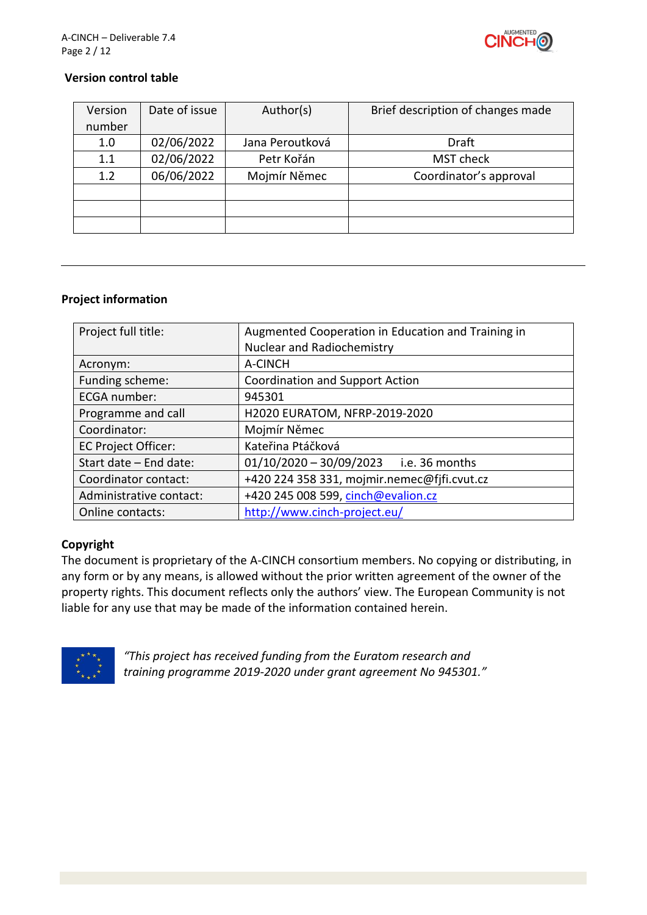**Version control table**

| Version number | Date of issue | Author(s) | Brief description of changes made |
|---|---|---|---|
| 1.0 | 02/06/2022 | Jana Peroutková | Draft |
| 1.1 | 02/06/2022 | Petr Kořán | MST check |
| 1.2 | 06/06/2022 | Mojmír Němec | Coordinator's approval |
| | | | |
| | | | |
| | | | |

---

**Project information**

| | |
|---|---|
| Project full title: | Augmented Cooperation in Education and Training in Nuclear and Radiochemistry |
| Acronym: | A-CINCH |
| Funding scheme: | Coordination and Support Action |
| ECGA number: | 945301 |
| Programme and call | H2020 EURATOM, NFRP-2019-2020 |
| Coordinator: | Mojmír Němec |
| EC Project Officer: | Kateřina Ptáčková |
| Start date – End date: | 01/10/2020 – 30/09/2023 i.e. 36 months |
| Coordinator contact: | +420 224 358 331, mojmir.nemec@fjfi.cvut.cz |
| Administrative contact: | +420 245 008 599, cinch@evalion.cz |
| Online contacts: | http://www.cinch-project.eu/ |

**Copyright**

The document is proprietary of the A-CINCH consortium members. No copying or distributing, in any form or by any means, is allowed without the prior written agreement of the owner of the property rights. This document reflects only the authors' view. The European Community is not liable for any use that may be made of the information contained herein.

*"This project has received funding from the Euratom research and training programme 2019-2020 under grant agreement No 945301."*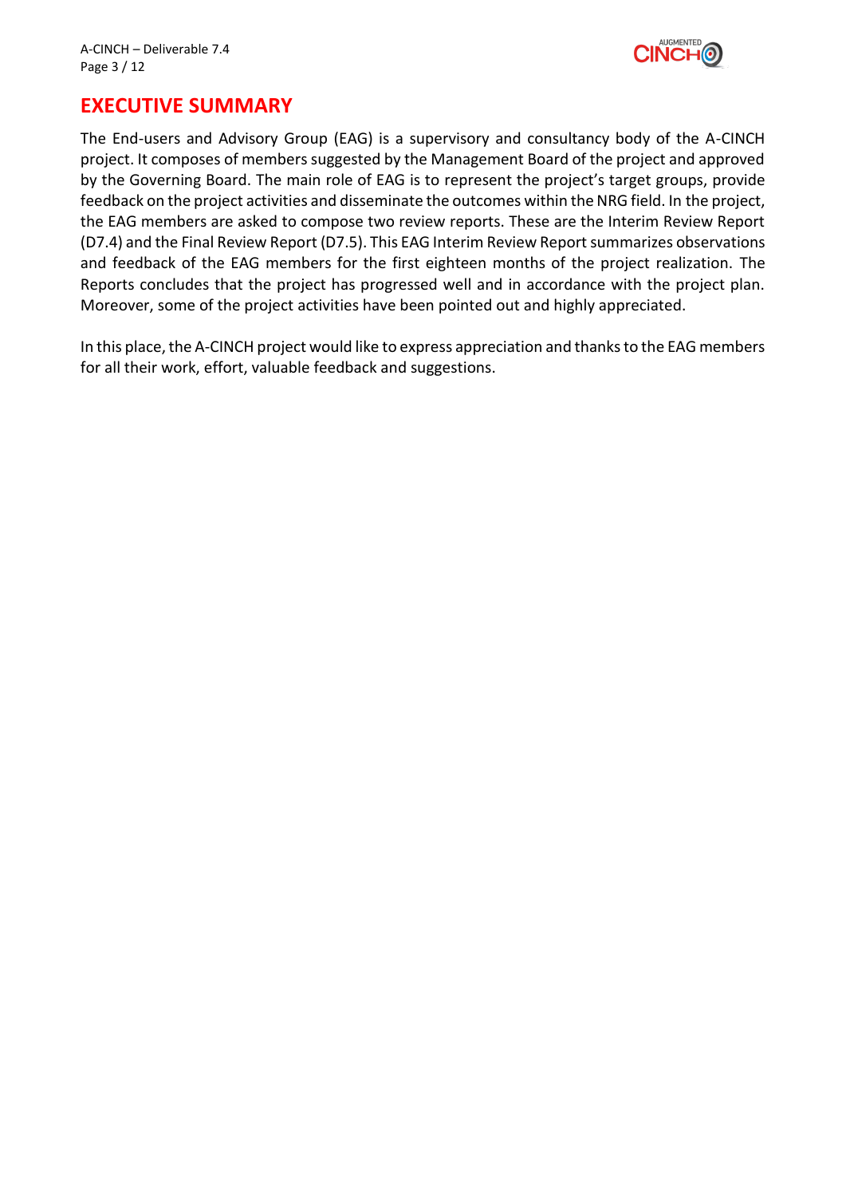# EXECUTIVE SUMMARY

The End-users and Advisory Group (EAG) is a supervisory and consultancy body of the A-CINCH project. It composes of members suggested by the Management Board of the project and approved by the Governing Board. The main role of EAG is to represent the project's target groups, provide feedback on the project activities and disseminate the outcomes within the NRG field. In the project, the EAG members are asked to compose two review reports. These are the Interim Review Report (D7.4) and the Final Review Report (D7.5). This EAG Interim Review Report summarizes observations and feedback of the EAG members for the first eighteen months of the project realization. The Reports concludes that the project has progressed well and in accordance with the project plan. Moreover, some of the project activities have been pointed out and highly appreciated.

In this place, the A-CINCH project would like to express appreciation and thanks to the EAG members for all their work, effort, valuable feedback and suggestions.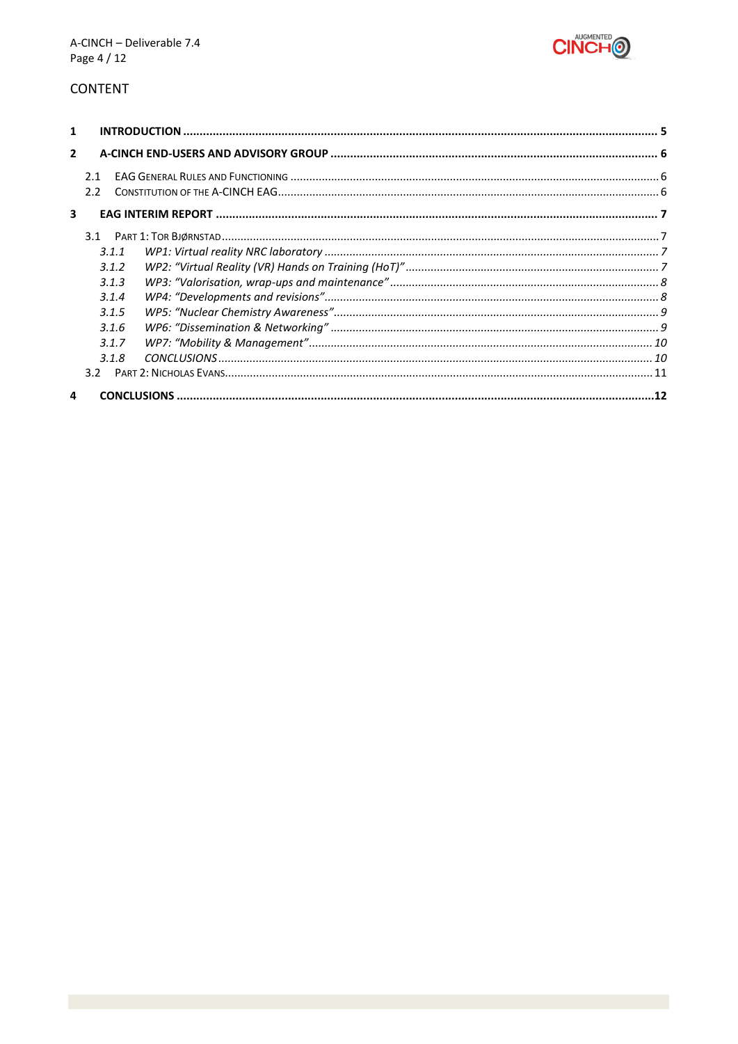# CONTENT

**1 INTRODUCTION** ..... **5**

**2 A-CINCH END-USERS AND ADVISORY GROUP** ..... **6**

- 2.1 EAG GENERAL RULES AND FUNCTIONING ..... 6
- 2.2 CONSTITUTION OF THE A-CINCH EAG ..... 6

**3 EAG INTERIM REPORT** ..... **7**

- 3.1 PART 1: TOR BJØRNSTAD ..... 7
  - *3.1.1 WP1: Virtual reality NRC laboratory ..... 7*
  - *3.1.2 WP2: "Virtual Reality (VR) Hands on Training (HoT)" ..... 7*
  - *3.1.3 WP3: "Valorisation, wrap-ups and maintenance" ..... 8*
  - *3.1.4 WP4: "Developments and revisions" ..... 8*
  - *3.1.5 WP5: "Nuclear Chemistry Awareness" ..... 9*
  - *3.1.6 WP6: "Dissemination & Networking" ..... 9*
  - *3.1.7 WP7: "Mobility & Management" ..... 10*
  - *3.1.8 CONCLUSIONS ..... 10*
- 3.2 PART 2: NICHOLAS EVANS ..... 11

**4 CONCLUSIONS** ..... **12**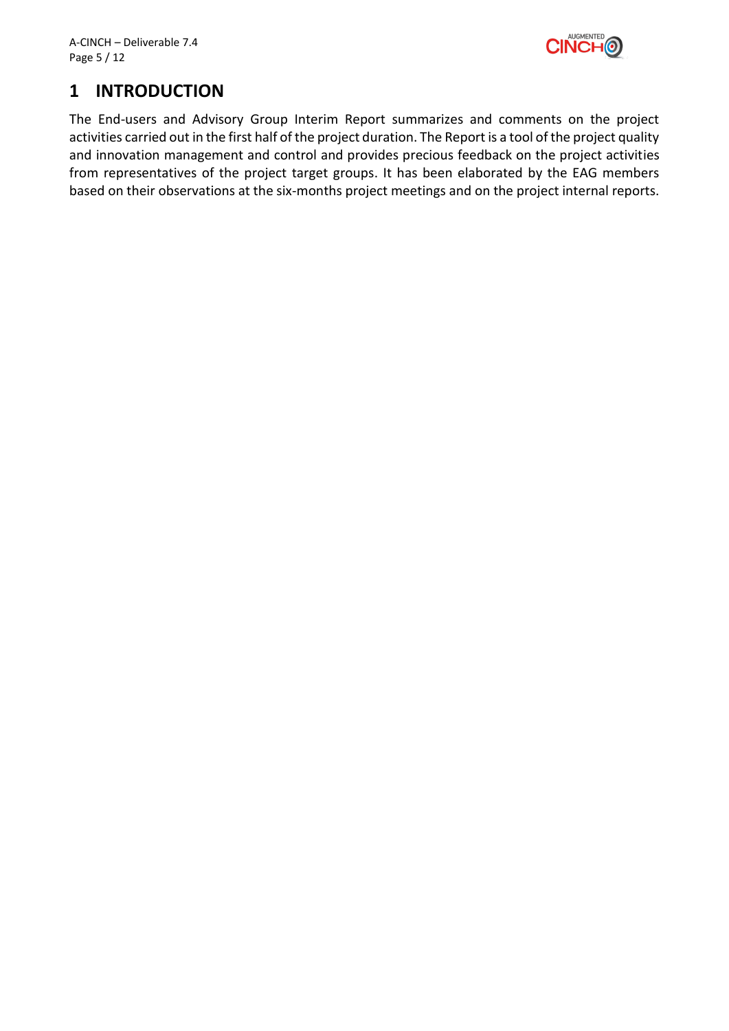# 1 INTRODUCTION

The End-users and Advisory Group Interim Report summarizes and comments on the project activities carried out in the first half of the project duration. The Report is a tool of the project quality and innovation management and control and provides precious feedback on the project activities from representatives of the project target groups. It has been elaborated by the EAG members based on their observations at the six-months project meetings and on the project internal reports.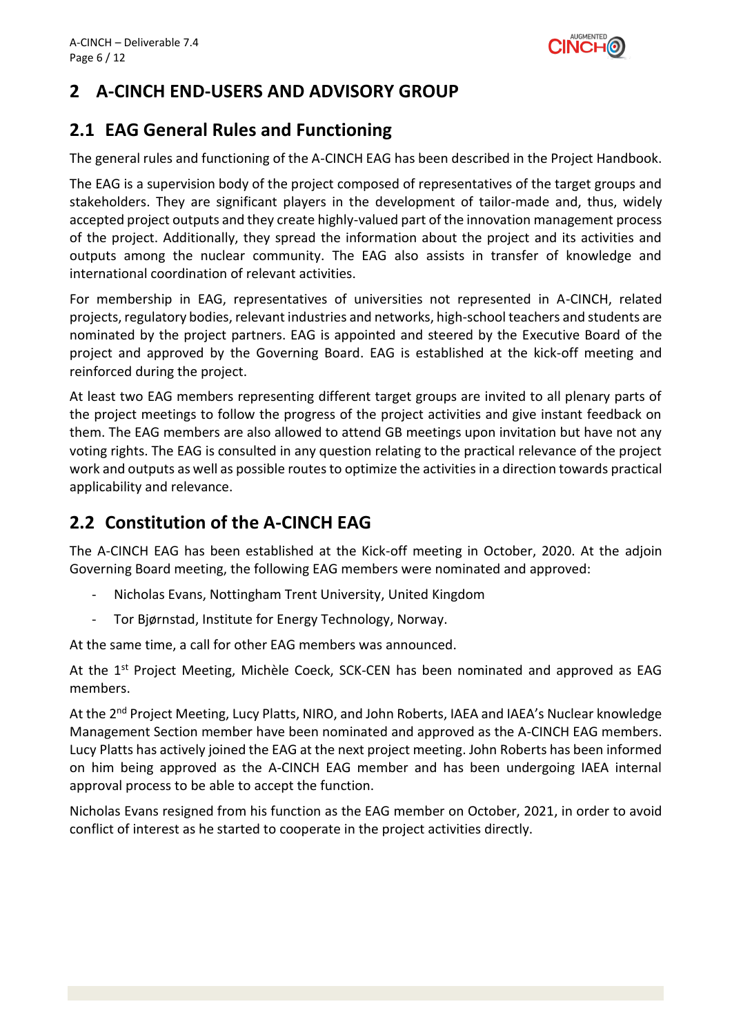# 2 A-CINCH END-USERS AND ADVISORY GROUP

## 2.1 EAG General Rules and Functioning

The general rules and functioning of the A-CINCH EAG has been described in the Project Handbook.

The EAG is a supervision body of the project composed of representatives of the target groups and stakeholders. They are significant players in the development of tailor-made and, thus, widely accepted project outputs and they create highly-valued part of the innovation management process of the project. Additionally, they spread the information about the project and its activities and outputs among the nuclear community. The EAG also assists in transfer of knowledge and international coordination of relevant activities.

For membership in EAG, representatives of universities not represented in A-CINCH, related projects, regulatory bodies, relevant industries and networks, high-school teachers and students are nominated by the project partners. EAG is appointed and steered by the Executive Board of the project and approved by the Governing Board. EAG is established at the kick-off meeting and reinforced during the project.

At least two EAG members representing different target groups are invited to all plenary parts of the project meetings to follow the progress of the project activities and give instant feedback on them. The EAG members are also allowed to attend GB meetings upon invitation but have not any voting rights. The EAG is consulted in any question relating to the practical relevance of the project work and outputs as well as possible routes to optimize the activities in a direction towards practical applicability and relevance.

## 2.2 Constitution of the A-CINCH EAG

The A-CINCH EAG has been established at the Kick-off meeting in October, 2020. At the adjoin Governing Board meeting, the following EAG members were nominated and approved:

- Nicholas Evans, Nottingham Trent University, United Kingdom
- Tor Bjørnstad, Institute for Energy Technology, Norway.

At the same time, a call for other EAG members was announced.

At the 1st Project Meeting, Michèle Coeck, SCK-CEN has been nominated and approved as EAG members.

At the 2nd Project Meeting, Lucy Platts, NIRO, and John Roberts, IAEA and IAEA's Nuclear knowledge Management Section member have been nominated and approved as the A-CINCH EAG members. Lucy Platts has actively joined the EAG at the next project meeting. John Roberts has been informed on him being approved as the A-CINCH EAG member and has been undergoing IAEA internal approval process to be able to accept the function.

Nicholas Evans resigned from his function as the EAG member on October, 2021, in order to avoid conflict of interest as he started to cooperate in the project activities directly.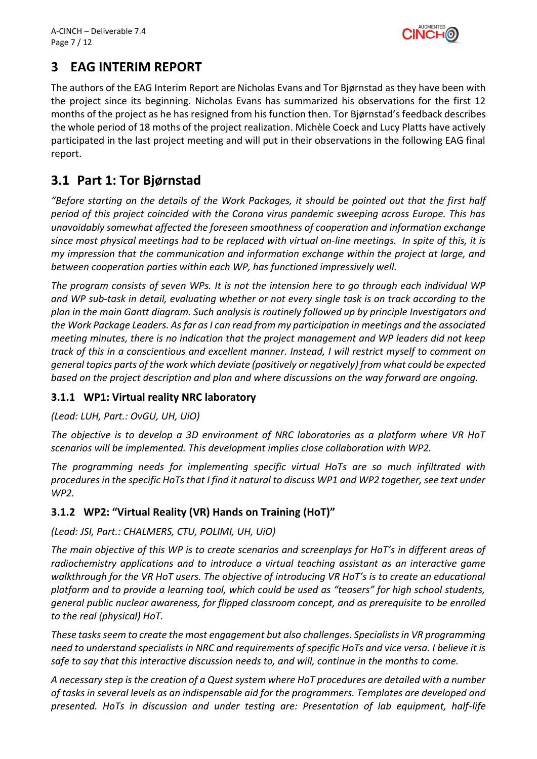# 3 EAG INTERIM REPORT

The authors of the EAG Interim Report are Nicholas Evans and Tor Bjørnstad as they have been with the project since its beginning. Nicholas Evans has summarized his observations for the first 12 months of the project as he has resigned from his function then. Tor Bjørnstad's feedback describes the whole period of 18 moths of the project realization. Michèle Coeck and Lucy Platts have actively participated in the last project meeting and will put in their observations in the following EAG final report.

## 3.1 Part 1: Tor Bjørnstad

*"Before starting on the details of the Work Packages, it should be pointed out that the first half period of this project coincided with the Corona virus pandemic sweeping across Europe. This has unavoidably somewhat affected the foreseen smoothness of cooperation and information exchange since most physical meetings had to be replaced with virtual on-line meetings. In spite of this, it is my impression that the communication and information exchange within the project at large, and between cooperation parties within each WP, has functioned impressively well.*

*The program consists of seven WPs. It is not the intension here to go through each individual WP and WP sub-task in detail, evaluating whether or not every single task is on track according to the plan in the main Gantt diagram. Such analysis is routinely followed up by principle Investigators and the Work Package Leaders. As far as I can read from my participation in meetings and the associated meeting minutes, there is no indication that the project management and WP leaders did not keep track of this in a conscientious and excellent manner. Instead, I will restrict myself to comment on general topics parts of the work which deviate (positively or negatively) from what could be expected based on the project description and plan and where discussions on the way forward are ongoing.*

### 3.1.1 WP1: Virtual reality NRC laboratory

*(Lead: LUH, Part.: OvGU, UH, UiO)*

*The objective is to develop a 3D environment of NRC laboratories as a platform where VR HoT scenarios will be implemented. This development implies close collaboration with WP2.*

*The programming needs for implementing specific virtual HoTs are so much infiltrated with procedures in the specific HoTs that I find it natural to discuss WP1 and WP2 together, see text under WP2.*

### 3.1.2 WP2: "Virtual Reality (VR) Hands on Training (HoT)"

*(Lead: JSI, Part.: CHALMERS, CTU, POLIMI, UH, UiO)*

*The main objective of this WP is to create scenarios and screenplays for HoT's in different areas of radiochemistry applications and to introduce a virtual teaching assistant as an interactive game walkthrough for the VR HoT users. The objective of introducing VR HoT's is to create an educational platform and to provide a learning tool, which could be used as "teasers" for high school students, general public nuclear awareness, for flipped classroom concept, and as prerequisite to be enrolled to the real (physical) HoT.*

*These tasks seem to create the most engagement but also challenges. Specialists in VR programming need to understand specialists in NRC and requirements of specific HoTs and vice versa. I believe it is safe to say that this interactive discussion needs to, and will, continue in the months to come.*

*A necessary step is the creation of a Quest system where HoT procedures are detailed with a number of tasks in several levels as an indispensable aid for the programmers. Templates are developed and presented. HoTs in discussion and under testing are: Presentation of lab equipment, half-life*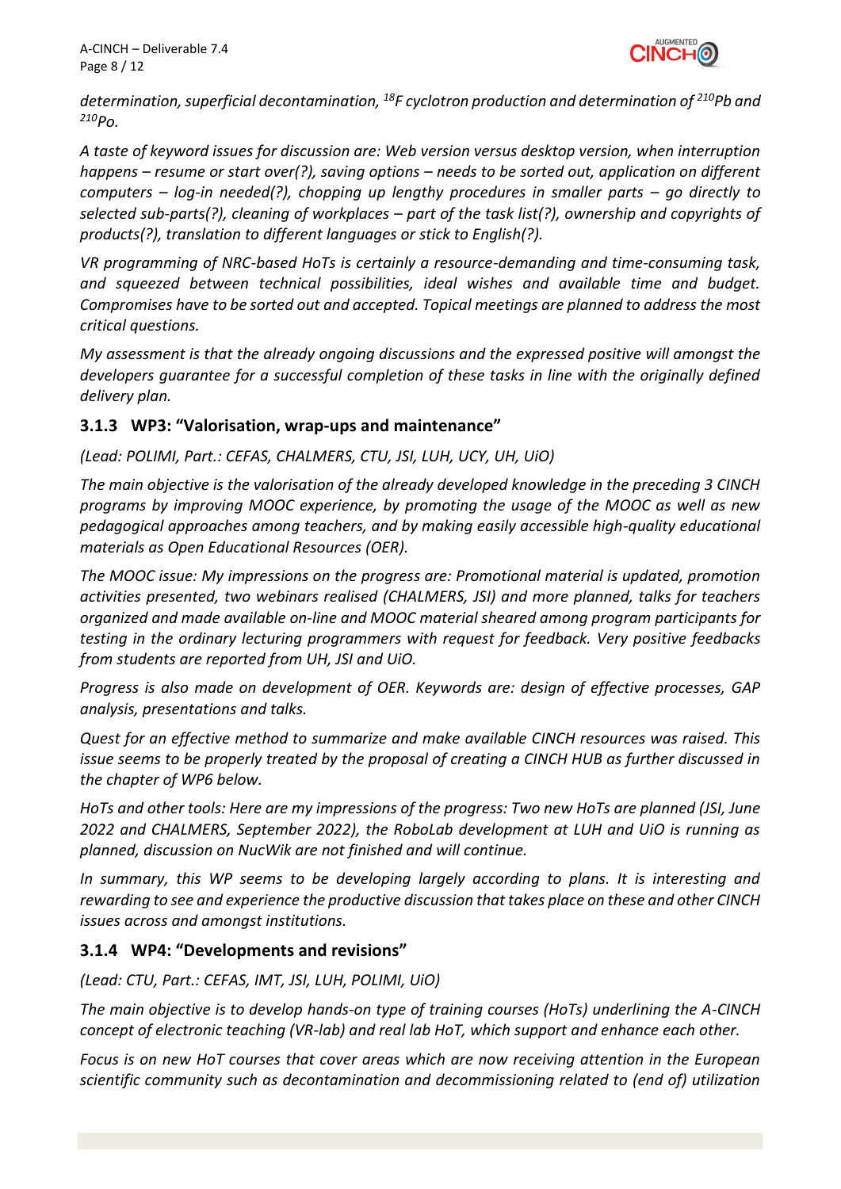*determination, superficial decontamination, $^{18}F$ cyclotron production and determination of $^{210}Pb$ and $^{210}Po$.*

*A taste of keyword issues for discussion are: Web version versus desktop version, when interruption happens – resume or start over(?), saving options – needs to be sorted out, application on different computers – log-in needed(?), chopping up lengthy procedures in smaller parts – go directly to selected sub-parts(?), cleaning of workplaces – part of the task list(?), ownership and copyrights of products(?), translation to different languages or stick to English(?).*

*VR programming of NRC-based HoTs is certainly a resource-demanding and time-consuming task, and squeezed between technical possibilities, ideal wishes and available time and budget. Compromises have to be sorted out and accepted. Topical meetings are planned to address the most critical questions.*

*My assessment is that the already ongoing discussions and the expressed positive will amongst the developers guarantee for a successful completion of these tasks in line with the originally defined delivery plan.*

### 3.1.3 WP3: "Valorisation, wrap-ups and maintenance"

*(Lead: POLIMI, Part.: CEFAS, CHALMERS, CTU, JSI, LUH, UCY, UH, UiO)*

*The main objective is the valorisation of the already developed knowledge in the preceding 3 CINCH programs by improving MOOC experience, by promoting the usage of the MOOC as well as new pedagogical approaches among teachers, and by making easily accessible high-quality educational materials as Open Educational Resources (OER).*

*The MOOC issue: My impressions on the progress are: Promotional material is updated, promotion activities presented, two webinars realised (CHALMERS, JSI) and more planned, talks for teachers organized and made available on-line and MOOC material sheared among program participants for testing in the ordinary lecturing programmers with request for feedback. Very positive feedbacks from students are reported from UH, JSI and UiO.*

*Progress is also made on development of OER. Keywords are: design of effective processes, GAP analysis, presentations and talks.*

*Quest for an effective method to summarize and make available CINCH resources was raised. This issue seems to be properly treated by the proposal of creating a CINCH HUB as further discussed in the chapter of WP6 below.*

*HoTs and other tools: Here are my impressions of the progress: Two new HoTs are planned (JSI, June 2022 and CHALMERS, September 2022), the RoboLab development at LUH and UiO is running as planned, discussion on NucWik are not finished and will continue.*

*In summary, this WP seems to be developing largely according to plans. It is interesting and rewarding to see and experience the productive discussion that takes place on these and other CINCH issues across and amongst institutions.*

### 3.1.4 WP4: "Developments and revisions"

*(Lead: CTU, Part.: CEFAS, IMT, JSI, LUH, POLIMI, UiO)*

*The main objective is to develop hands-on type of training courses (HoTs) underlining the A-CINCH concept of electronic teaching (VR-lab) and real lab HoT, which support and enhance each other.*

*Focus is on new HoT courses that cover areas which are now receiving attention in the European scientific community such as decontamination and decommissioning related to (end of) utilization*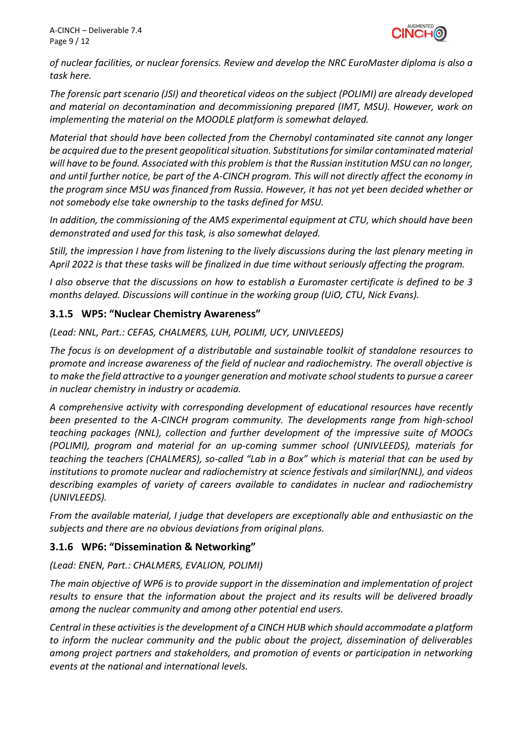*of nuclear facilities, or nuclear forensics. Review and develop the NRC EuroMaster diploma is also a task here.*

*The forensic part scenario (JSI) and theoretical videos on the subject (POLIMI) are already developed and material on decontamination and decommissioning prepared (IMT, MSU). However, work on implementing the material on the MOODLE platform is somewhat delayed.*

*Material that should have been collected from the Chernobyl contaminated site cannot any longer be acquired due to the present geopolitical situation. Substitutions for similar contaminated material will have to be found. Associated with this problem is that the Russian institution MSU can no longer, and until further notice, be part of the A-CINCH program. This will not directly affect the economy in the program since MSU was financed from Russia. However, it has not yet been decided whether or not somebody else take ownership to the tasks defined for MSU.*

*In addition, the commissioning of the AMS experimental equipment at CTU, which should have been demonstrated and used for this task, is also somewhat delayed.*

*Still, the impression I have from listening to the lively discussions during the last plenary meeting in April 2022 is that these tasks will be finalized in due time without seriously affecting the program.*

*I also observe that the discussions on how to establish a Euromaster certificate is defined to be 3 months delayed. Discussions will continue in the working group (UiO, CTU, Nick Evans).*

### 3.1.5 WP5: "Nuclear Chemistry Awareness"

*(Lead: NNL, Part.: CEFAS, CHALMERS, LUH, POLIMI, UCY, UNIVLEEDS)*

*The focus is on development of a distributable and sustainable toolkit of standalone resources to promote and increase awareness of the field of nuclear and radiochemistry. The overall objective is to make the field attractive to a younger generation and motivate school students to pursue a career in nuclear chemistry in industry or academia.*

*A comprehensive activity with corresponding development of educational resources have recently been presented to the A-CINCH program community. The developments range from high-school teaching packages (NNL), collection and further development of the impressive suite of MOOCs (POLIMI), program and material for an up-coming summer school (UNIVLEEDS), materials for teaching the teachers (CHALMERS), so-called "Lab in a Box" which is material that can be used by institutions to promote nuclear and radiochemistry at science festivals and similar(NNL), and videos describing examples of variety of careers available to candidates in nuclear and radiochemistry (UNIVLEEDS).*

*From the available material, I judge that developers are exceptionally able and enthusiastic on the subjects and there are no obvious deviations from original plans.*

### 3.1.6 WP6: "Dissemination & Networking"

*(Lead: ENEN, Part.: CHALMERS, EVALION, POLIMI)*

*The main objective of WP6 is to provide support in the dissemination and implementation of project results to ensure that the information about the project and its results will be delivered broadly among the nuclear community and among other potential end users.*

*Central in these activities is the development of a CINCH HUB which should accommodate a platform to inform the nuclear community and the public about the project, dissemination of deliverables among project partners and stakeholders, and promotion of events or participation in networking events at the national and international levels.*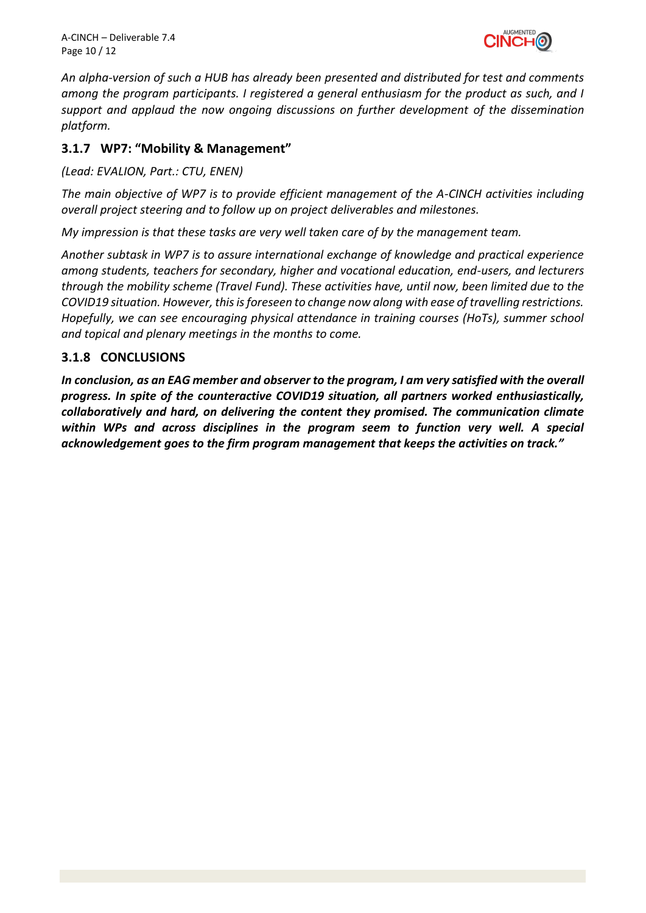*An alpha-version of such a HUB has already been presented and distributed for test and comments among the program participants. I registered a general enthusiasm for the product as such, and I support and applaud the now ongoing discussions on further development of the dissemination platform.*

### 3.1.7 WP7: "Mobility & Management"

*(Lead: EVALION, Part.: CTU, ENEN)*

*The main objective of WP7 is to provide efficient management of the A-CINCH activities including overall project steering and to follow up on project deliverables and milestones.*

*My impression is that these tasks are very well taken care of by the management team.*

*Another subtask in WP7 is to assure international exchange of knowledge and practical experience among students, teachers for secondary, higher and vocational education, end-users, and lecturers through the mobility scheme (Travel Fund). These activities have, until now, been limited due to the COVID19 situation. However, this is foreseen to change now along with ease of travelling restrictions. Hopefully, we can see encouraging physical attendance in training courses (HoTs), summer school and topical and plenary meetings in the months to come.*

### 3.1.8 CONCLUSIONS

***In conclusion, as an EAG member and observer to the program, I am very satisfied with the overall progress. In spite of the counteractive COVID19 situation, all partners worked enthusiastically, collaboratively and hard, on delivering the content they promised. The communication climate within WPs and across disciplines in the program seem to function very well. A special acknowledgement goes to the firm program management that keeps the activities on track."***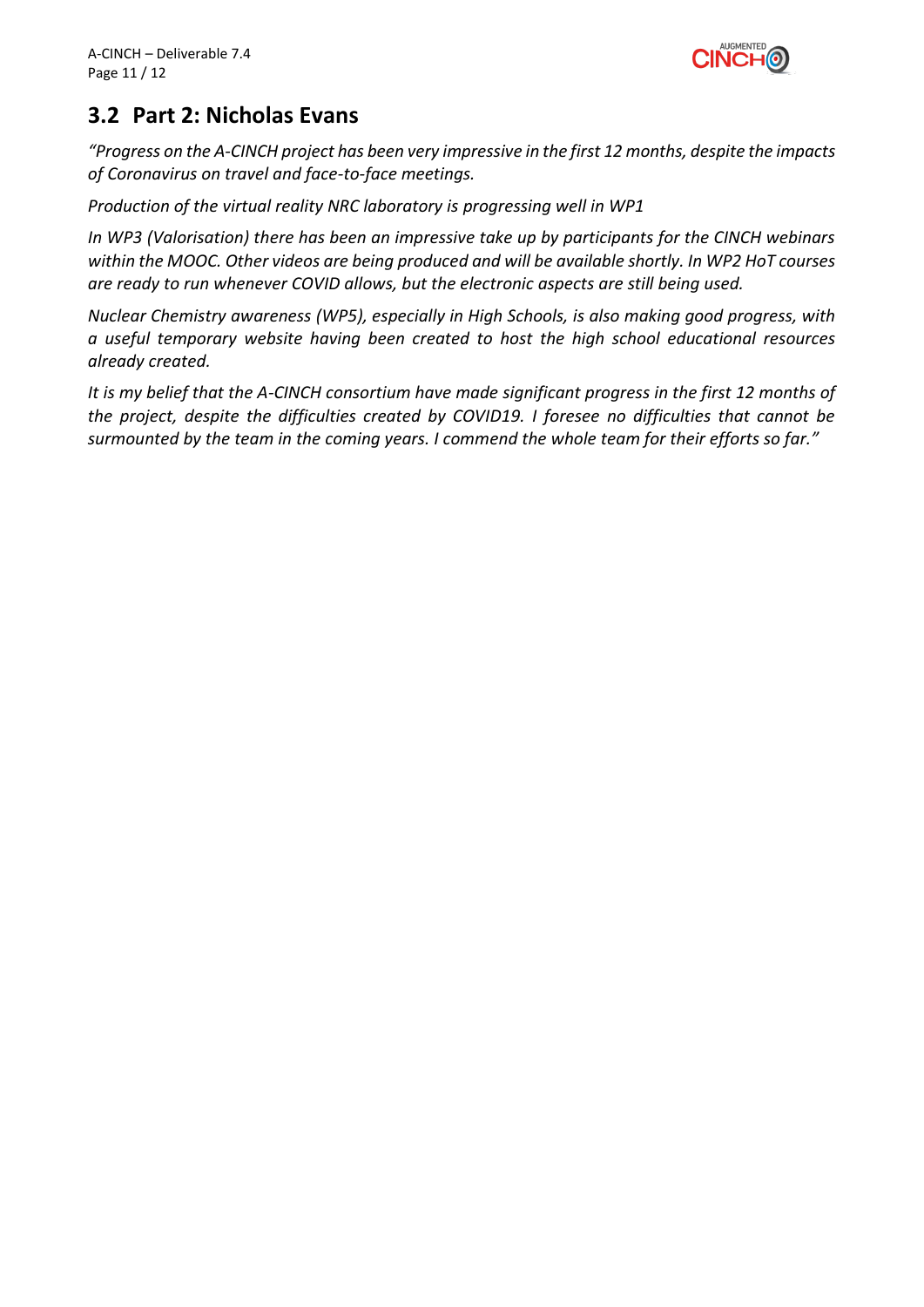## 3.2 Part 2: Nicholas Evans

*"Progress on the A-CINCH project has been very impressive in the first 12 months, despite the impacts of Coronavirus on travel and face-to-face meetings.*

*Production of the virtual reality NRC laboratory is progressing well in WP1*

*In WP3 (Valorisation) there has been an impressive take up by participants for the CINCH webinars within the MOOC. Other videos are being produced and will be available shortly. In WP2 HoT courses are ready to run whenever COVID allows, but the electronic aspects are still being used.*

*Nuclear Chemistry awareness (WP5), especially in High Schools, is also making good progress, with a useful temporary website having been created to host the high school educational resources already created.*

*It is my belief that the A-CINCH consortium have made significant progress in the first 12 months of the project, despite the difficulties created by COVID19. I foresee no difficulties that cannot be surmounted by the team in the coming years. I commend the whole team for their efforts so far."*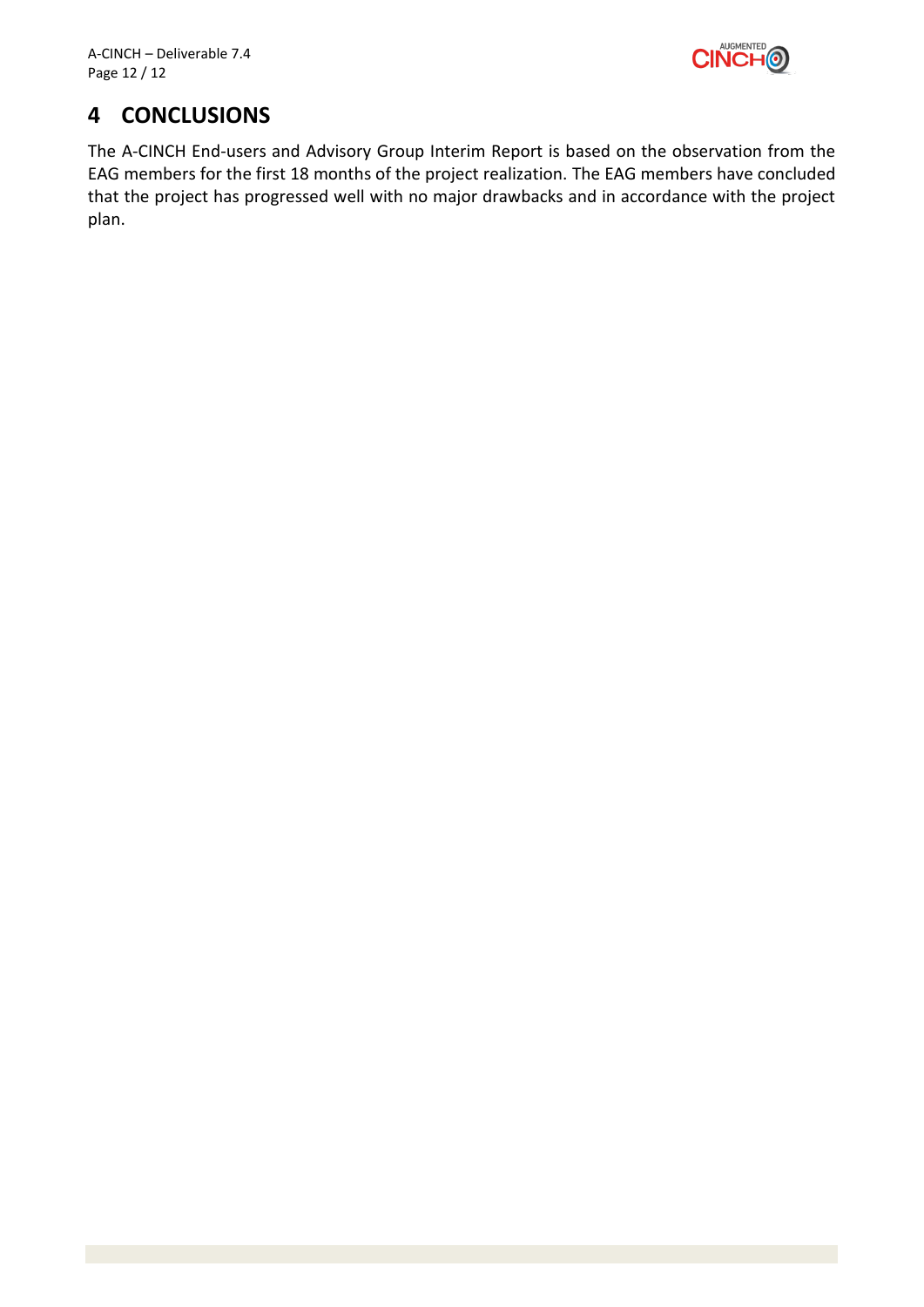# 4 CONCLUSIONS

The A-CINCH End-users and Advisory Group Interim Report is based on the observation from the EAG members for the first 18 months of the project realization. The EAG members have concluded that the project has progressed well with no major drawbacks and in accordance with the project plan.